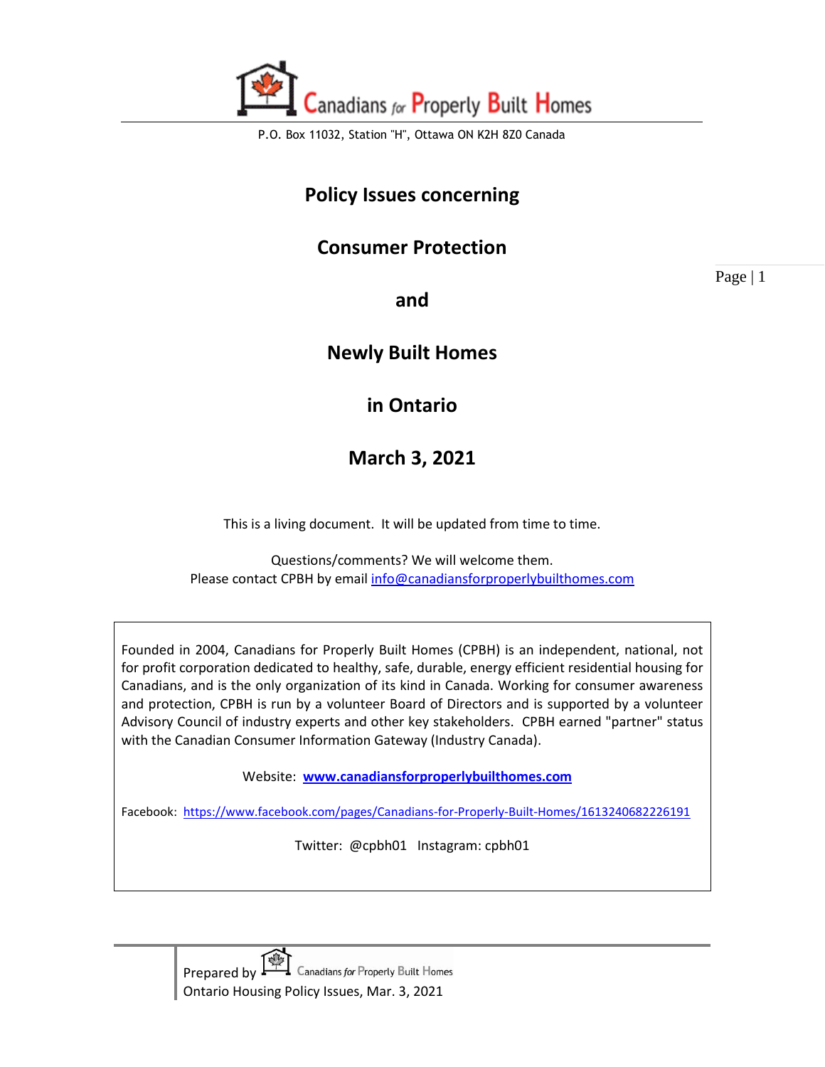# Canadians for Properly Built Homes

P.O. Box 11032, Station "H", Ottawa ON K2H 8Z0 Canada

## Policy Issues concerning

## Consumer Protection

## and

## Newly Built Homes

## in Ontario

## March 3, 2021

This is a living document. It will be updated from time to time.

Questions/comments? We will welcome them.
Please contact CPBH by email info@canadiansforproperlybuilthomes.com

Founded in 2004, Canadians for Properly Built Homes (CPBH) is an independent, national, not for profit corporation dedicated to healthy, safe, durable, energy efficient residential housing for Canadians, and is the only organization of its kind in Canada. Working for consumer awareness and protection, CPBH is run by a volunteer Board of Directors and is supported by a volunteer Advisory Council of industry experts and other key stakeholders. CPBH earned "partner" status with the Canadian Consumer Information Gateway (Industry Canada).

Website: **www.canadiansforproperlybuilthomes.com**

Facebook: https://www.facebook.com/pages/Canadians-for-Properly-Built-Homes/1613240682226191

Twitter: @cpbh01 Instagram: cpbh01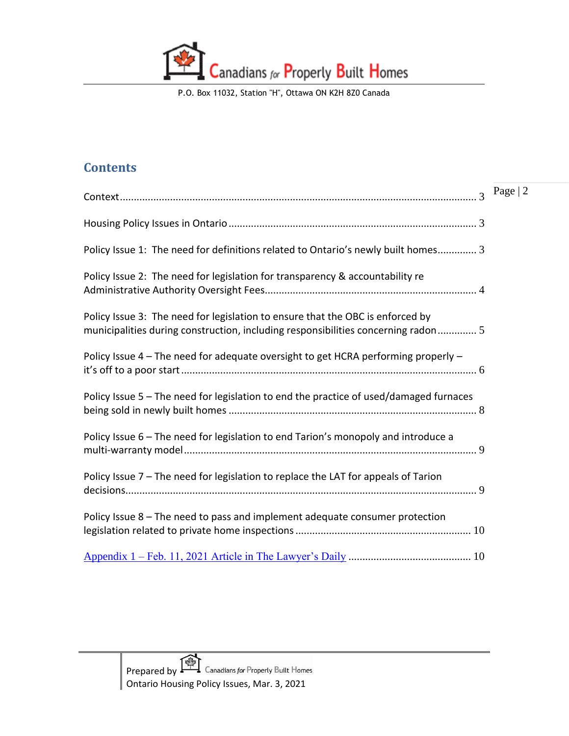## Contents

Context ................................................................................................................ 3

Housing Policy Issues in Ontario ........................................................................ 3

Policy Issue 1: The need for definitions related to Ontario's newly built homes............. 3

Policy Issue 2: The need for legislation for transparency & accountability re Administrative Authority Oversight Fees.......................................................................... 4

Policy Issue 3: The need for legislation to ensure that the OBC is enforced by municipalities during construction, including responsibilities concerning radon ............. 5

Policy Issue 4 – The need for adequate oversight to get HCRA performing properly – it's off to a poor start .......................................................................................... 6

Policy Issue 5 – The need for legislation to end the practice of used/damaged furnaces being sold in newly built homes ....................................................................... 8

Policy Issue 6 – The need for legislation to end Tarion's monopoly and introduce a multi-warranty model ........................................................................................ 9

Policy Issue 7 – The need for legislation to replace the LAT for appeals of Tarion decisions............................................................................................................ 9

Policy Issue 8 – The need to pass and implement adequate consumer protection legislation related to private home inspections ............................................................. 10

Appendix 1 – Feb. 11, 2021 Article in The Lawyer's Daily ........................................... 10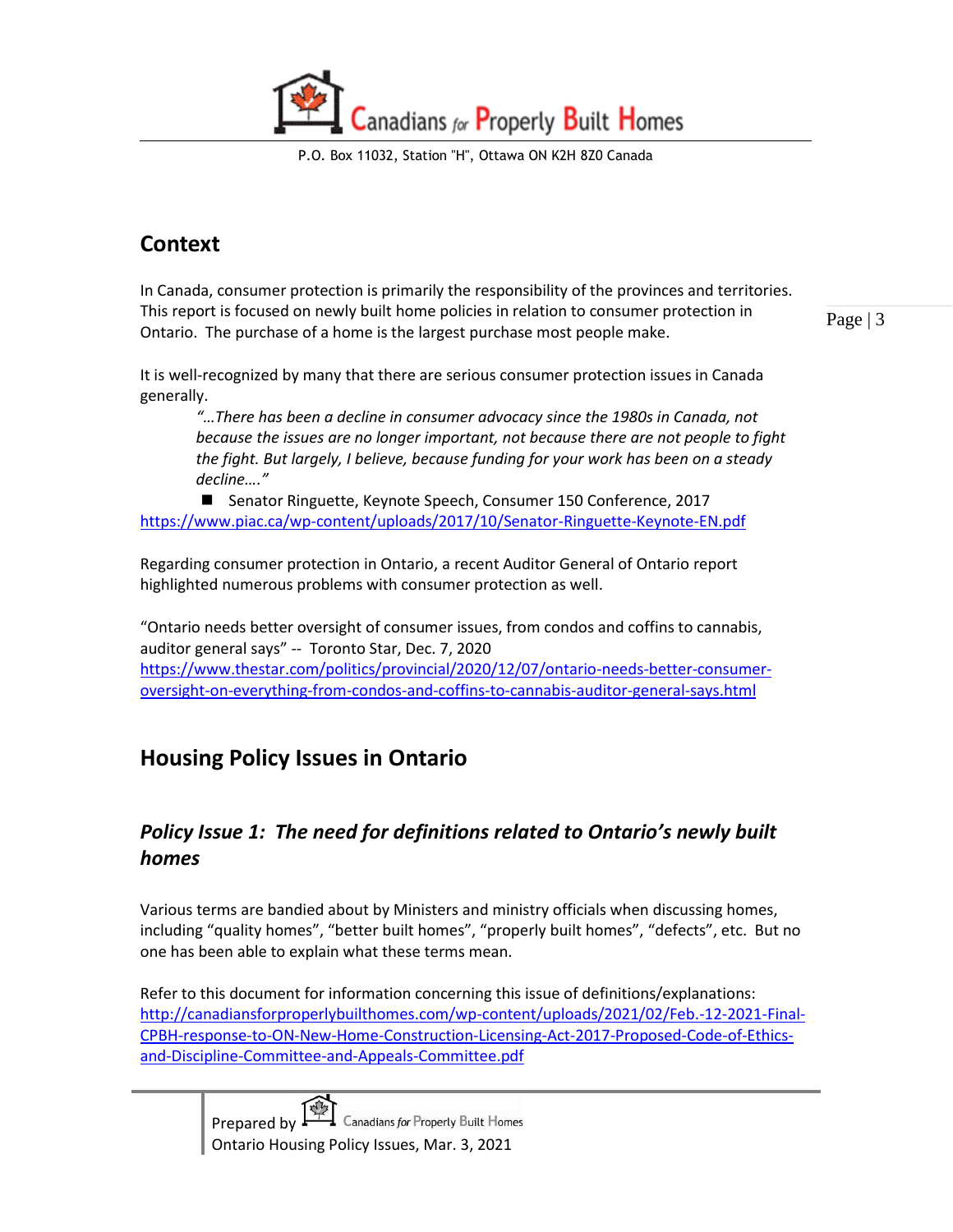## Context

In Canada, consumer protection is primarily the responsibility of the provinces and territories. This report is focused on newly built home policies in relation to consumer protection in Ontario. The purchase of a home is the largest purchase most people make.

It is well-recognized by many that there are serious consumer protection issues in Canada generally.

> *"…There has been a decline in consumer advocacy since the 1980s in Canada, not because the issues are no longer important, not because there are not people to fight the fight. But largely, I believe, because funding for your work has been on a steady decline…."*
>
> - Senator Ringuette, Keynote Speech, Consumer 150 Conference, 2017

https://www.piac.ca/wp-content/uploads/2017/10/Senator-Ringuette-Keynote-EN.pdf

Regarding consumer protection in Ontario, a recent Auditor General of Ontario report highlighted numerous problems with consumer protection as well.

"Ontario needs better oversight of consumer issues, from condos and coffins to cannabis, auditor general says" -- Toronto Star, Dec. 7, 2020
https://www.thestar.com/politics/provincial/2020/12/07/ontario-needs-better-consumer-oversight-on-everything-from-condos-and-coffins-to-cannabis-auditor-general-says.html

## Housing Policy Issues in Ontario

### *Policy Issue 1: The need for definitions related to Ontario's newly built homes*

Various terms are bandied about by Ministers and ministry officials when discussing homes, including "quality homes", "better built homes", "properly built homes", "defects", etc. But no one has been able to explain what these terms mean.

Refer to this document for information concerning this issue of definitions/explanations:
http://canadiansforproperlybuilthomes.com/wp-content/uploads/2021/02/Feb.-12-2021-Final-CPBH-response-to-ON-New-Home-Construction-Licensing-Act-2017-Proposed-Code-of-Ethics-and-Discipline-Committee-and-Appeals-Committee.pdf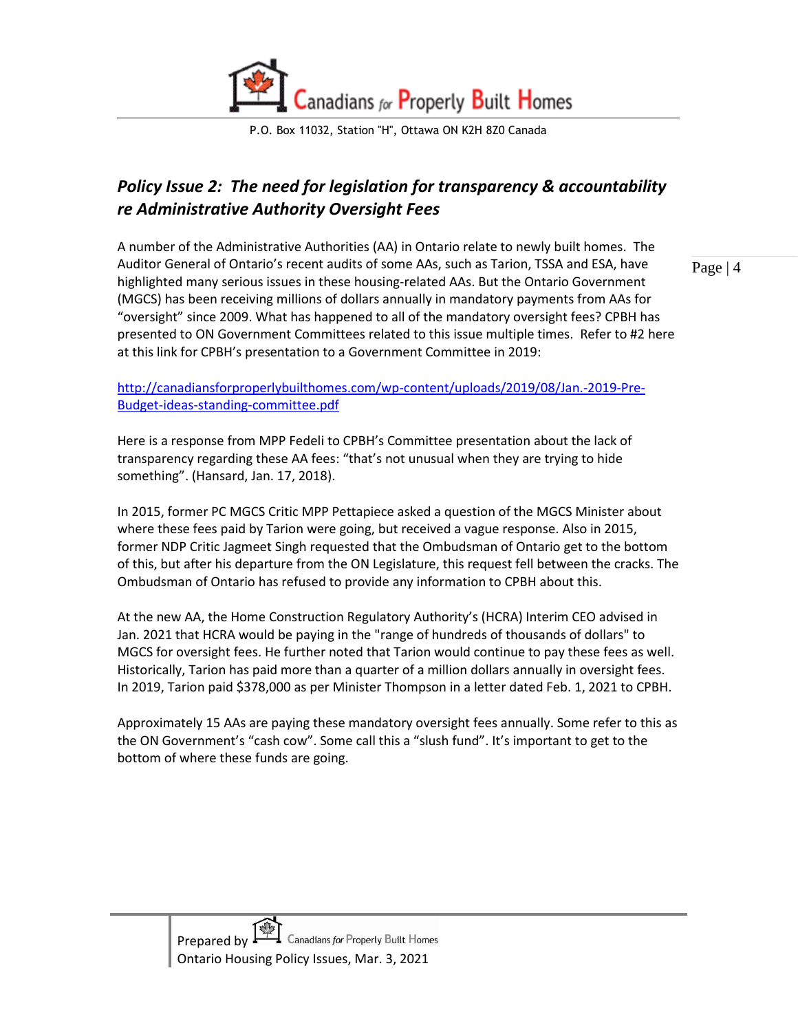## *Policy Issue 2: The need for legislation for transparency & accountability re Administrative Authority Oversight Fees*

A number of the Administrative Authorities (AA) in Ontario relate to newly built homes. The Auditor General of Ontario's recent audits of some AAs, such as Tarion, TSSA and ESA, have highlighted many serious issues in these housing-related AAs. But the Ontario Government (MGCS) has been receiving millions of dollars annually in mandatory payments from AAs for "oversight" since 2009. What has happened to all of the mandatory oversight fees? CPBH has presented to ON Government Committees related to this issue multiple times. Refer to #2 here at this link for CPBH's presentation to a Government Committee in 2019:

[http://canadiansforproperlybuilthomes.com/wp-content/uploads/2019/08/Jan.-2019-Pre-Budget-ideas-standing-committee.pdf](http://canadiansforproperlybuilthomes.com/wp-content/uploads/2019/08/Jan.-2019-Pre-Budget-ideas-standing-committee.pdf)

Here is a response from MPP Fedeli to CPBH's Committee presentation about the lack of transparency regarding these AA fees: "that's not unusual when they are trying to hide something". (Hansard, Jan. 17, 2018).

In 2015, former PC MGCS Critic MPP Pettapiece asked a question of the MGCS Minister about where these fees paid by Tarion were going, but received a vague response. Also in 2015, former NDP Critic Jagmeet Singh requested that the Ombudsman of Ontario get to the bottom of this, but after his departure from the ON Legislature, this request fell between the cracks. The Ombudsman of Ontario has refused to provide any information to CPBH about this.

At the new AA, the Home Construction Regulatory Authority's (HCRA) Interim CEO advised in Jan. 2021 that HCRA would be paying in the "range of hundreds of thousands of dollars" to MGCS for oversight fees. He further noted that Tarion would continue to pay these fees as well. Historically, Tarion has paid more than a quarter of a million dollars annually in oversight fees. In 2019, Tarion paid $378,000 as per Minister Thompson in a letter dated Feb. 1, 2021 to CPBH.

Approximately 15 AAs are paying these mandatory oversight fees annually. Some refer to this as the ON Government's "cash cow". Some call this a "slush fund". It's important to get to the bottom of where these funds are going.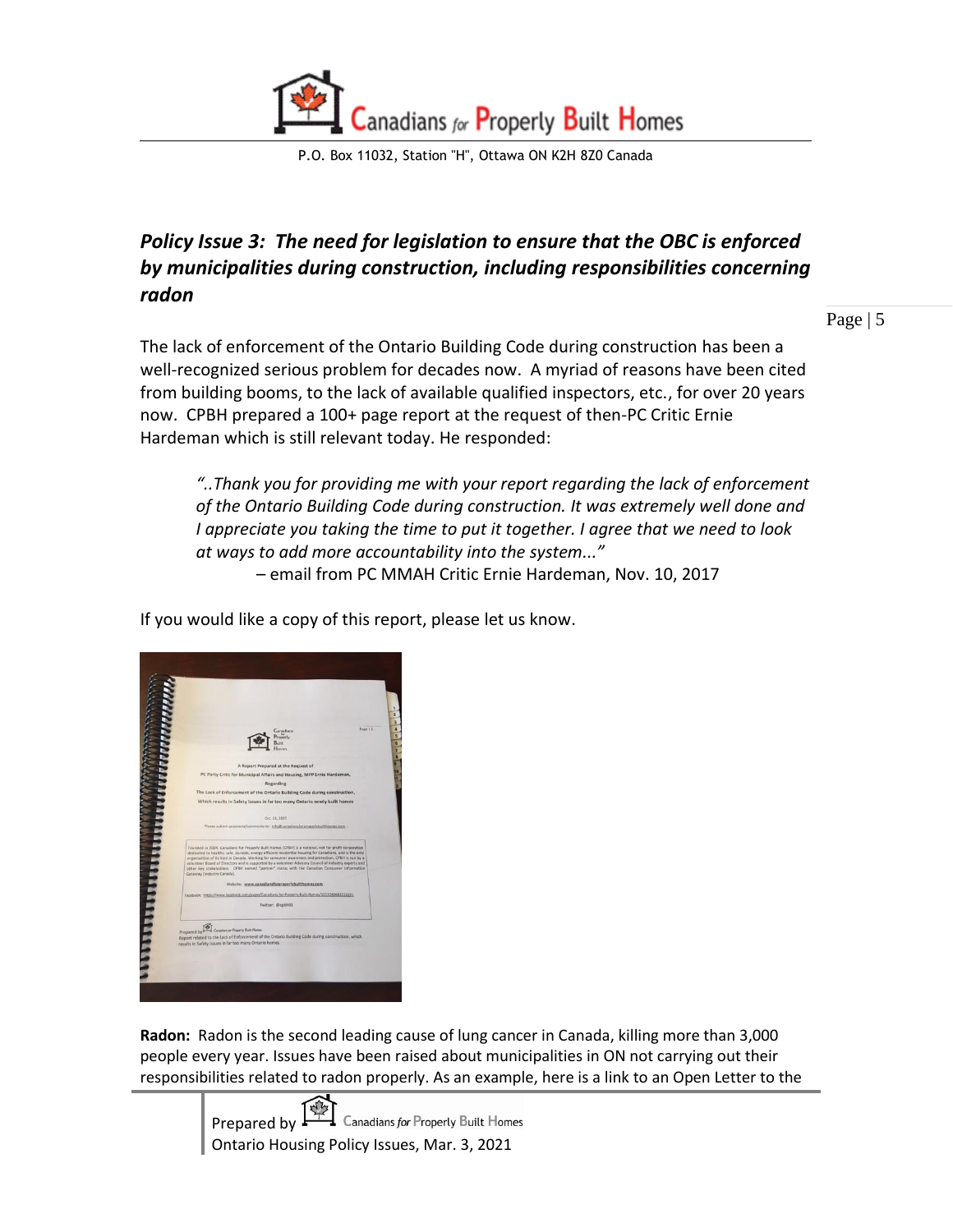## *Policy Issue 3: The need for legislation to ensure that the OBC is enforced by municipalities during construction, including responsibilities concerning radon*

The lack of enforcement of the Ontario Building Code during construction has been a well-recognized serious problem for decades now. A myriad of reasons have been cited from building booms, to the lack of available qualified inspectors, etc., for over 20 years now. CPBH prepared a 100+ page report at the request of then-PC Critic Ernie Hardeman which is still relevant today. He responded:

> *"..Thank you for providing me with your report regarding the lack of enforcement of the Ontario Building Code during construction. It was extremely well done and I appreciate you taking the time to put it together. I agree that we need to look at ways to add more accountability into the system..."*
>
> – email from PC MMAH Critic Ernie Hardeman, Nov. 10, 2017

If you would like a copy of this report, please let us know.

**Radon:** Radon is the second leading cause of lung cancer in Canada, killing more than 3,000 people every year. Issues have been raised about municipalities in ON not carrying out their responsibilities related to radon properly. As an example, here is a link to an Open Letter to the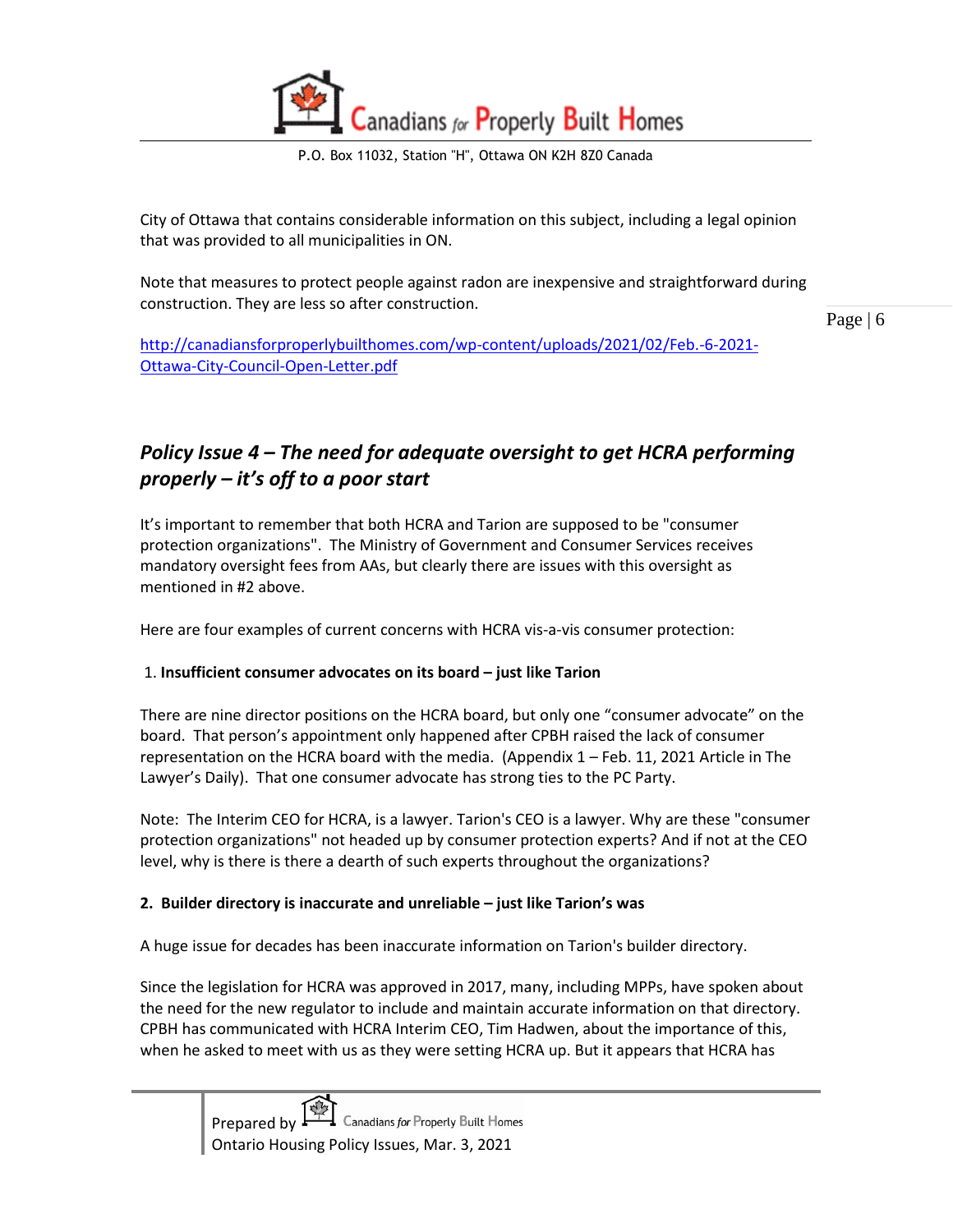City of Ottawa that contains considerable information on this subject, including a legal opinion that was provided to all municipalities in ON.

Note that measures to protect people against radon are inexpensive and straightforward during construction. They are less so after construction.

http://canadiansforproperlybuilthomes.com/wp-content/uploads/2021/02/Feb.-6-2021-Ottawa-City-Council-Open-Letter.pdf

## *Policy Issue 4 – The need for adequate oversight to get HCRA performing properly – it's off to a poor start*

It's important to remember that both HCRA and Tarion are supposed to be "consumer protection organizations". The Ministry of Government and Consumer Services receives mandatory oversight fees from AAs, but clearly there are issues with this oversight as mentioned in #2 above.

Here are four examples of current concerns with HCRA vis-a-vis consumer protection:

1. **Insufficient consumer advocates on its board – just like Tarion**

There are nine director positions on the HCRA board, but only one "consumer advocate" on the board. That person's appointment only happened after CPBH raised the lack of consumer representation on the HCRA board with the media. (Appendix 1 – Feb. 11, 2021 Article in The Lawyer's Daily). That one consumer advocate has strong ties to the PC Party.

Note: The Interim CEO for HCRA, is a lawyer. Tarion's CEO is a lawyer. Why are these "consumer protection organizations" not headed up by consumer protection experts? And if not at the CEO level, why is there is there a dearth of such experts throughout the organizations?

2. **Builder directory is inaccurate and unreliable – just like Tarion's was**

A huge issue for decades has been inaccurate information on Tarion's builder directory.

Since the legislation for HCRA was approved in 2017, many, including MPPs, have spoken about the need for the new regulator to include and maintain accurate information on that directory. CPBH has communicated with HCRA Interim CEO, Tim Hadwen, about the importance of this, when he asked to meet with us as they were setting HCRA up. But it appears that HCRA has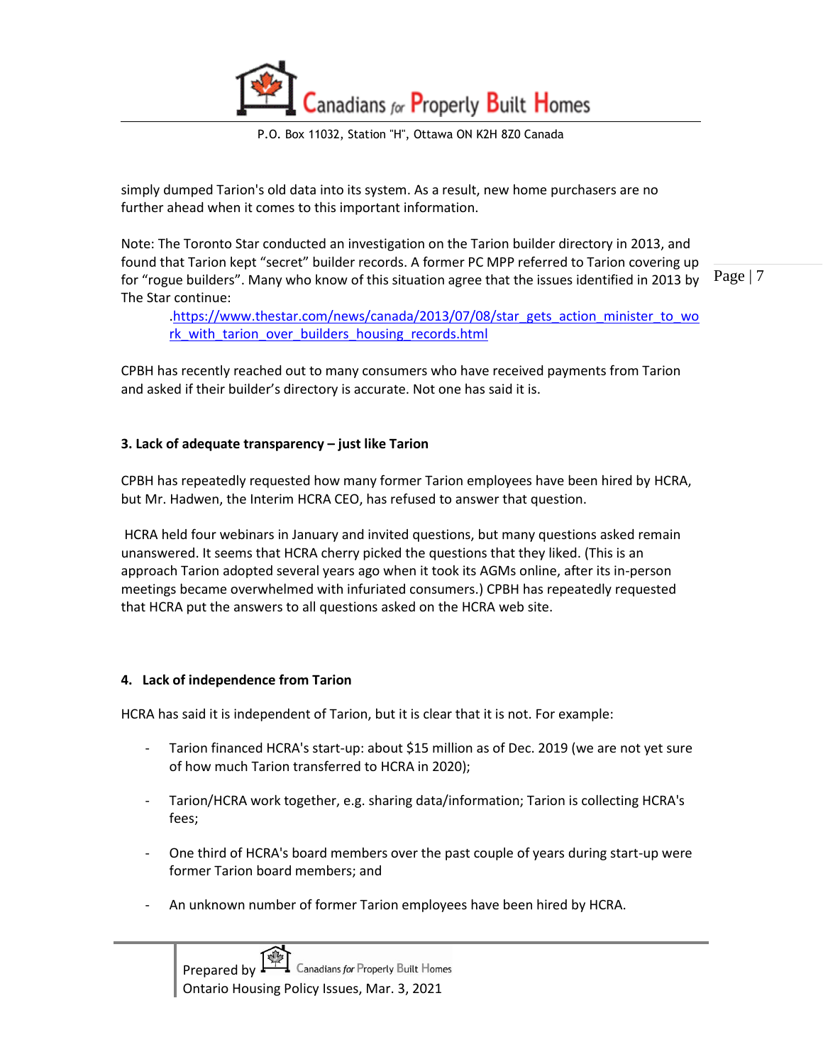simply dumped Tarion's old data into its system. As a result, new home purchasers are no further ahead when it comes to this important information.

Note: The Toronto Star conducted an investigation on the Tarion builder directory in 2013, and found that Tarion kept "secret" builder records. A former PC MPP referred to Tarion covering up for "rogue builders". Many who know of this situation agree that the issues identified in 2013 by The Star continue:

.https://www.thestar.com/news/canada/2013/07/08/star_gets_action_minister_to_work_with_tarion_over_builders_housing_records.html

CPBH has recently reached out to many consumers who have received payments from Tarion and asked if their builder's directory is accurate. Not one has said it is.

**3. Lack of adequate transparency – just like Tarion**

CPBH has repeatedly requested how many former Tarion employees have been hired by HCRA, but Mr. Hadwen, the Interim HCRA CEO, has refused to answer that question.

HCRA held four webinars in January and invited questions, but many questions asked remain unanswered. It seems that HCRA cherry picked the questions that they liked. (This is an approach Tarion adopted several years ago when it took its AGMs online, after its in-person meetings became overwhelmed with infuriated consumers.) CPBH has repeatedly requested that HCRA put the answers to all questions asked on the HCRA web site.

**4. Lack of independence from Tarion**

HCRA has said it is independent of Tarion, but it is clear that it is not. For example:

- Tarion financed HCRA's start-up: about $15 million as of Dec. 2019 (we are not yet sure of how much Tarion transferred to HCRA in 2020);

- Tarion/HCRA work together, e.g. sharing data/information; Tarion is collecting HCRA's fees;

- One third of HCRA's board members over the past couple of years during start-up were former Tarion board members; and

- An unknown number of former Tarion employees have been hired by HCRA.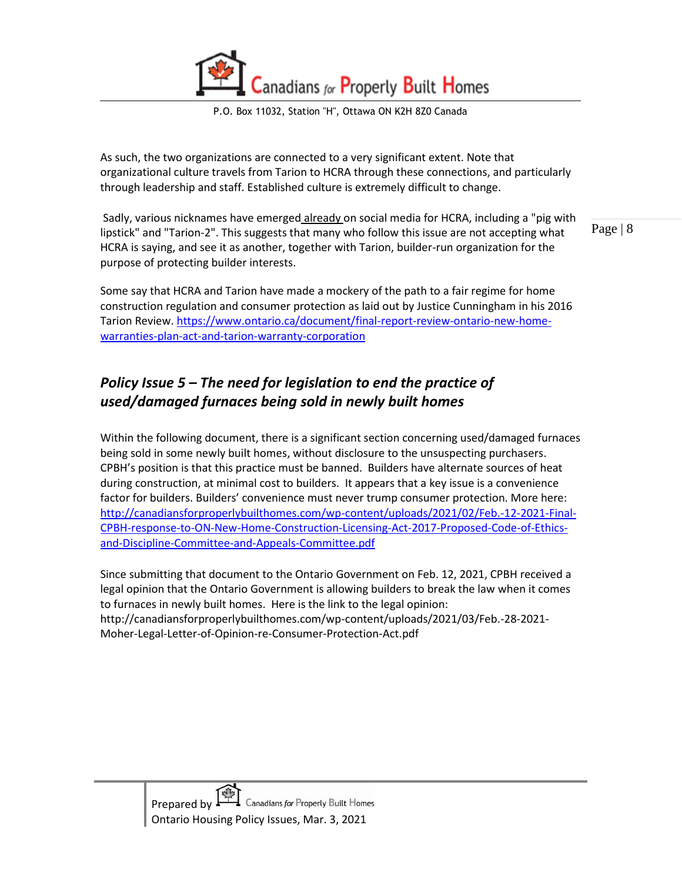As such, the two organizations are connected to a very significant extent. Note that organizational culture travels from Tarion to HCRA through these connections, and particularly through leadership and staff. Established culture is extremely difficult to change.

Sadly, various nicknames have emerged already on social media for HCRA, including a "pig with lipstick" and "Tarion-2". This suggests that many who follow this issue are not accepting what HCRA is saying, and see it as another, together with Tarion, builder-run organization for the purpose of protecting builder interests.

Some say that HCRA and Tarion have made a mockery of the path to a fair regime for home construction regulation and consumer protection as laid out by Justice Cunningham in his 2016 Tarion Review. https://www.ontario.ca/document/final-report-review-ontario-new-home-warranties-plan-act-and-tarion-warranty-corporation

## *Policy Issue 5 – The need for legislation to end the practice of used/damaged furnaces being sold in newly built homes*

Within the following document, there is a significant section concerning used/damaged furnaces being sold in some newly built homes, without disclosure to the unsuspecting purchasers. CPBH's position is that this practice must be banned. Builders have alternate sources of heat during construction, at minimal cost to builders. It appears that a key issue is a convenience factor for builders. Builders' convenience must never trump consumer protection. More here: http://canadiansforproperlybuilthomes.com/wp-content/uploads/2021/02/Feb.-12-2021-Final-CPBH-response-to-ON-New-Home-Construction-Licensing-Act-2017-Proposed-Code-of-Ethics-and-Discipline-Committee-and-Appeals-Committee.pdf

Since submitting that document to the Ontario Government on Feb. 12, 2021, CPBH received a legal opinion that the Ontario Government is allowing builders to break the law when it comes to furnaces in newly built homes. Here is the link to the legal opinion: http://canadiansforproperlybuilthomes.com/wp-content/uploads/2021/03/Feb.-28-2021-Moher-Legal-Letter-of-Opinion-re-Consumer-Protection-Act.pdf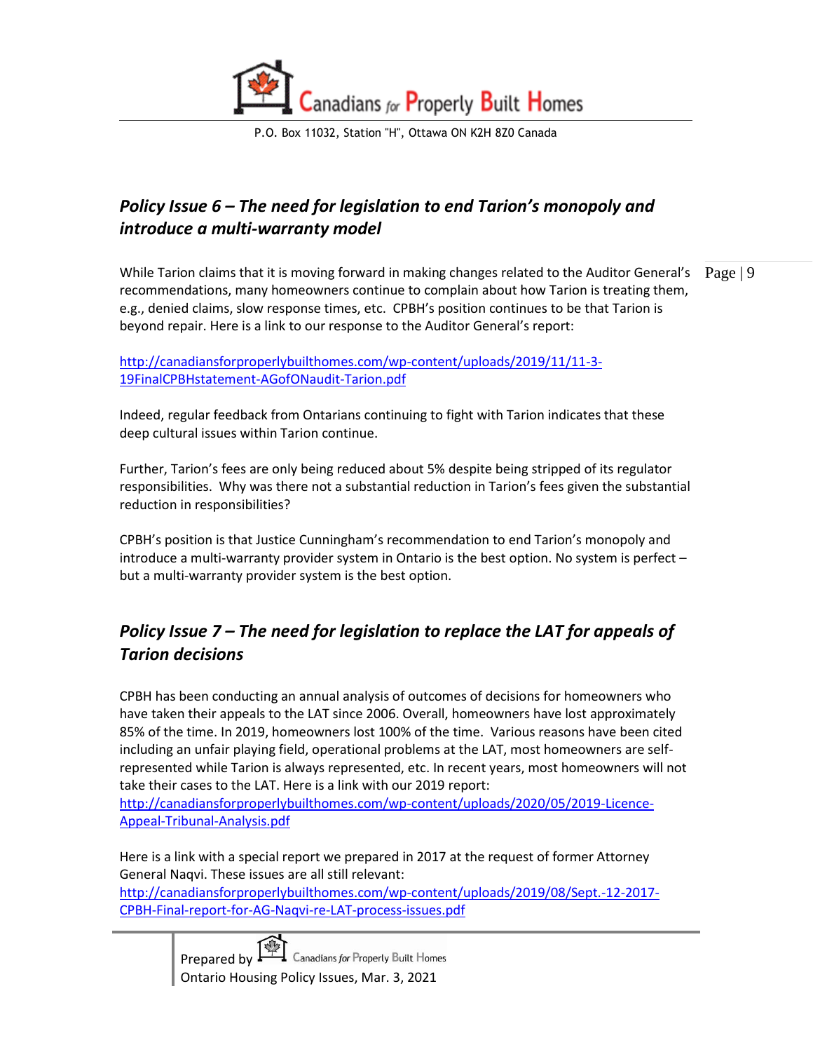## *Policy Issue 6 – The need for legislation to end Tarion's monopoly and introduce a multi-warranty model*

While Tarion claims that it is moving forward in making changes related to the Auditor General's recommendations, many homeowners continue to complain about how Tarion is treating them, e.g., denied claims, slow response times, etc. CPBH's position continues to be that Tarion is beyond repair. Here is a link to our response to the Auditor General's report:

http://canadiansforproperlybuilthomes.com/wp-content/uploads/2019/11/11-3-19FinalCPBHstatement-AGofONaudit-Tarion.pdf

Indeed, regular feedback from Ontarians continuing to fight with Tarion indicates that these deep cultural issues within Tarion continue.

Further, Tarion's fees are only being reduced about 5% despite being stripped of its regulator responsibilities. Why was there not a substantial reduction in Tarion's fees given the substantial reduction in responsibilities?

CPBH's position is that Justice Cunningham's recommendation to end Tarion's monopoly and introduce a multi-warranty provider system in Ontario is the best option. No system is perfect – but a multi-warranty provider system is the best option.

## *Policy Issue 7 – The need for legislation to replace the LAT for appeals of Tarion decisions*

CPBH has been conducting an annual analysis of outcomes of decisions for homeowners who have taken their appeals to the LAT since 2006. Overall, homeowners have lost approximately 85% of the time. In 2019, homeowners lost 100% of the time. Various reasons have been cited including an unfair playing field, operational problems at the LAT, most homeowners are self-represented while Tarion is always represented, etc. In recent years, most homeowners will not take their cases to the LAT. Here is a link with our 2019 report:
http://canadiansforproperlybuilthomes.com/wp-content/uploads/2020/05/2019-Licence-Appeal-Tribunal-Analysis.pdf

Here is a link with a special report we prepared in 2017 at the request of former Attorney General Naqvi. These issues are all still relevant:
http://canadiansforproperlybuilthomes.com/wp-content/uploads/2019/08/Sept.-12-2017-CPBH-Final-report-for-AG-Naqvi-re-LAT-process-issues.pdf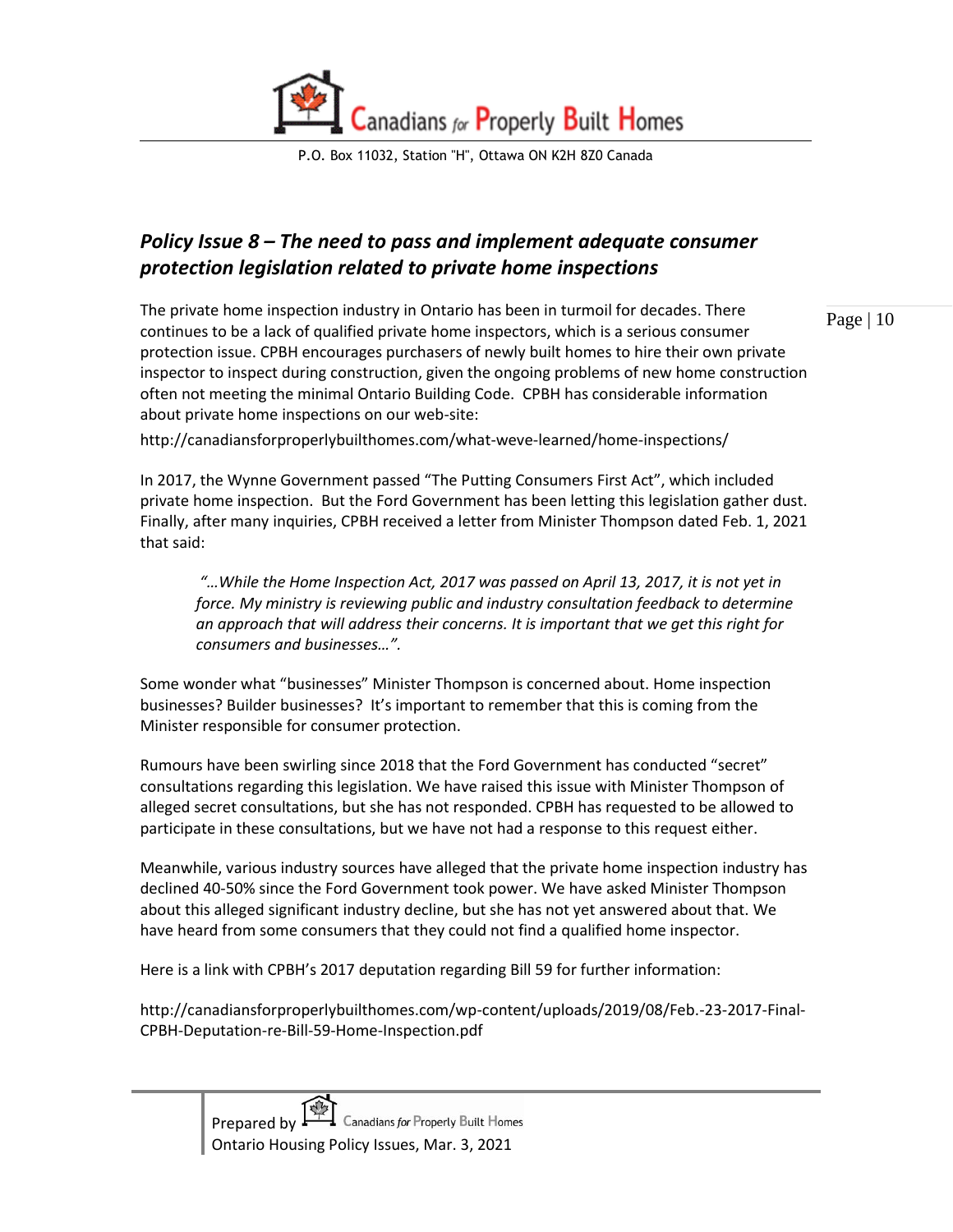## *Policy Issue 8 – The need to pass and implement adequate consumer protection legislation related to private home inspections*

The private home inspection industry in Ontario has been in turmoil for decades. There continues to be a lack of qualified private home inspectors, which is a serious consumer protection issue. CPBH encourages purchasers of newly built homes to hire their own private inspector to inspect during construction, given the ongoing problems of new home construction often not meeting the minimal Ontario Building Code. CPBH has considerable information about private home inspections on our web-site:

http://canadiansforproperlybuilthomes.com/what-weve-learned/home-inspections/

In 2017, the Wynne Government passed "The Putting Consumers First Act", which included private home inspection. But the Ford Government has been letting this legislation gather dust. Finally, after many inquiries, CPBH received a letter from Minister Thompson dated Feb. 1, 2021 that said:

> *"…While the Home Inspection Act, 2017 was passed on April 13, 2017, it is not yet in force. My ministry is reviewing public and industry consultation feedback to determine an approach that will address their concerns. It is important that we get this right for consumers and businesses…".*

Some wonder what "businesses" Minister Thompson is concerned about. Home inspection businesses? Builder businesses? It's important to remember that this is coming from the Minister responsible for consumer protection.

Rumours have been swirling since 2018 that the Ford Government has conducted "secret" consultations regarding this legislation. We have raised this issue with Minister Thompson of alleged secret consultations, but she has not responded. CPBH has requested to be allowed to participate in these consultations, but we have not had a response to this request either.

Meanwhile, various industry sources have alleged that the private home inspection industry has declined 40-50% since the Ford Government took power. We have asked Minister Thompson about this alleged significant industry decline, but she has not yet answered about that. We have heard from some consumers that they could not find a qualified home inspector.

Here is a link with CPBH's 2017 deputation regarding Bill 59 for further information:

http://canadiansforproperlybuilthomes.com/wp-content/uploads/2019/08/Feb.-23-2017-Final-CPBH-Deputation-re-Bill-59-Home-Inspection.pdf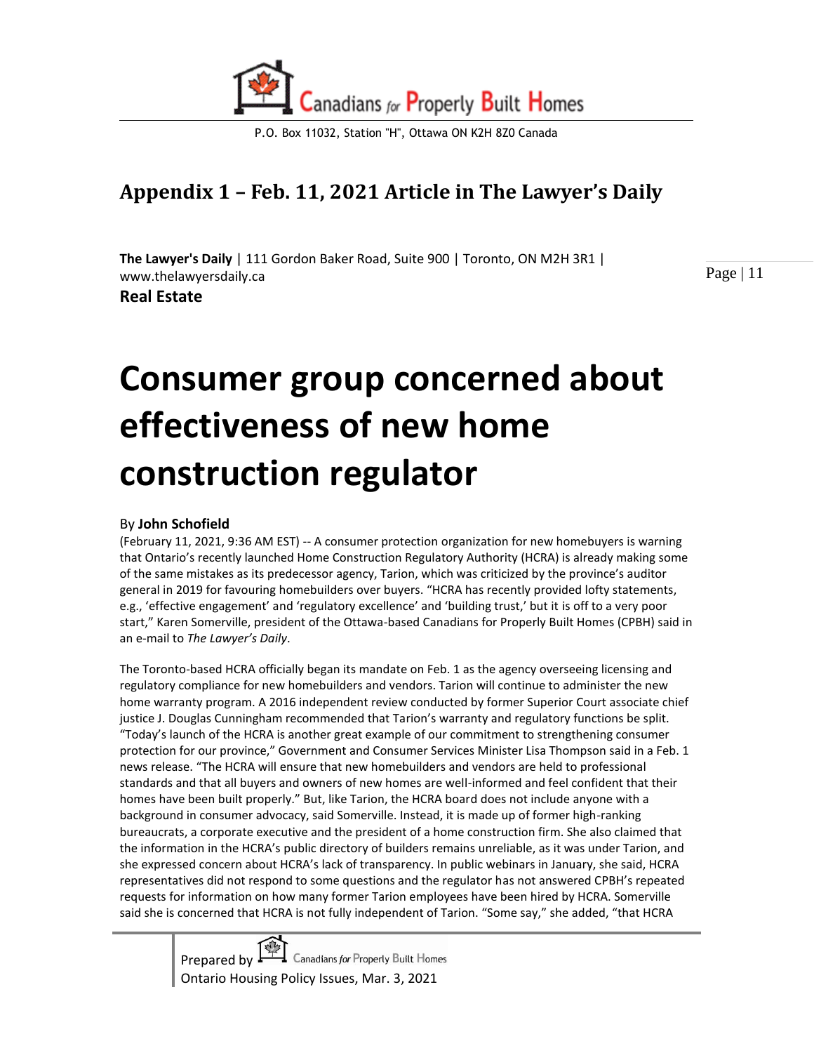## Appendix 1 – Feb. 11, 2021 Article in The Lawyer's Daily

**The Lawyer's Daily** | 111 Gordon Baker Road, Suite 900 | Toronto, ON M2H 3R1 | www.thelawyersdaily.ca

**Real Estate**

# Consumer group concerned about effectiveness of new home construction regulator

By **John Schofield**

(February 11, 2021, 9:36 AM EST) -- A consumer protection organization for new homebuyers is warning that Ontario's recently launched Home Construction Regulatory Authority (HCRA) is already making some of the same mistakes as its predecessor agency, Tarion, which was criticized by the province's auditor general in 2019 for favouring homebuilders over buyers. "HCRA has recently provided lofty statements, e.g., 'effective engagement' and 'regulatory excellence' and 'building trust,' but it is off to a very poor start," Karen Somerville, president of the Ottawa-based Canadians for Properly Built Homes (CPBH) said in an e-mail to *The Lawyer's Daily*.

The Toronto-based HCRA officially began its mandate on Feb. 1 as the agency overseeing licensing and regulatory compliance for new homebuilders and vendors. Tarion will continue to administer the new home warranty program. A 2016 independent review conducted by former Superior Court associate chief justice J. Douglas Cunningham recommended that Tarion's warranty and regulatory functions be split. "Today's launch of the HCRA is another great example of our commitment to strengthening consumer protection for our province," Government and Consumer Services Minister Lisa Thompson said in a Feb. 1 news release. "The HCRA will ensure that new homebuilders and vendors are held to professional standards and that all buyers and owners of new homes are well-informed and feel confident that their homes have been built properly." But, like Tarion, the HCRA board does not include anyone with a background in consumer advocacy, said Somerville. Instead, it is made up of former high-ranking bureaucrats, a corporate executive and the president of a home construction firm. She also claimed that the information in the HCRA's public directory of builders remains unreliable, as it was under Tarion, and she expressed concern about HCRA's lack of transparency. In public webinars in January, she said, HCRA representatives did not respond to some questions and the regulator has not answered CPBH's repeated requests for information on how many former Tarion employees have been hired by HCRA. Somerville said she is concerned that HCRA is not fully independent of Tarion. "Some say," she added, "that HCRA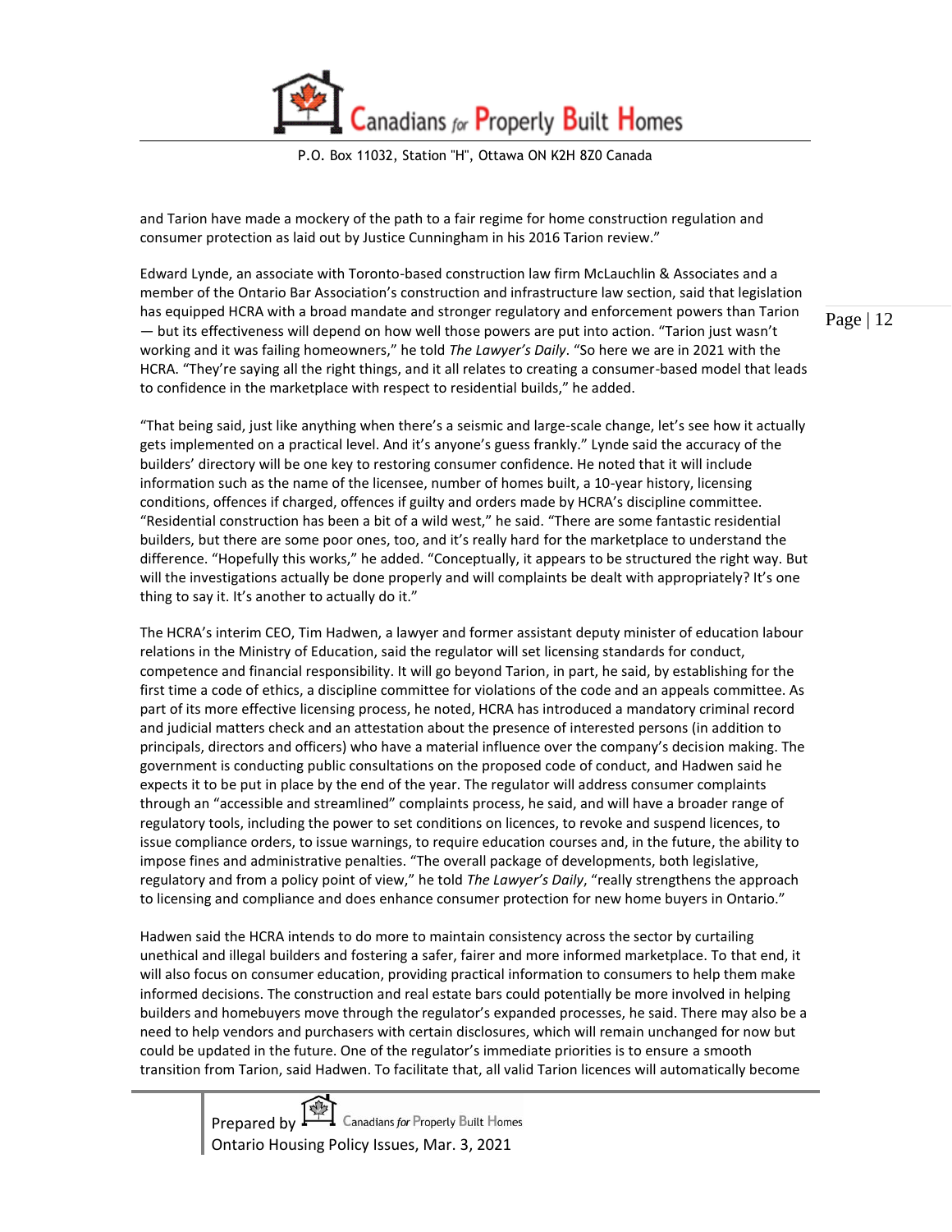and Tarion have made a mockery of the path to a fair regime for home construction regulation and consumer protection as laid out by Justice Cunningham in his 2016 Tarion review."

Edward Lynde, an associate with Toronto-based construction law firm McLauchlin & Associates and a member of the Ontario Bar Association's construction and infrastructure law section, said that legislation has equipped HCRA with a broad mandate and stronger regulatory and enforcement powers than Tarion — but its effectiveness will depend on how well those powers are put into action. "Tarion just wasn't working and it was failing homeowners," he told *The Lawyer's Daily*. "So here we are in 2021 with the HCRA. "They're saying all the right things, and it all relates to creating a consumer-based model that leads to confidence in the marketplace with respect to residential builds," he added.

"That being said, just like anything when there's a seismic and large-scale change, let's see how it actually gets implemented on a practical level. And it's anyone's guess frankly." Lynde said the accuracy of the builders' directory will be one key to restoring consumer confidence. He noted that it will include information such as the name of the licensee, number of homes built, a 10-year history, licensing conditions, offences if charged, offences if guilty and orders made by HCRA's discipline committee. "Residential construction has been a bit of a wild west," he said. "There are some fantastic residential builders, but there are some poor ones, too, and it's really hard for the marketplace to understand the difference. "Hopefully this works," he added. "Conceptually, it appears to be structured the right way. But will the investigations actually be done properly and will complaints be dealt with appropriately? It's one thing to say it. It's another to actually do it."

The HCRA's interim CEO, Tim Hadwen, a lawyer and former assistant deputy minister of education labour relations in the Ministry of Education, said the regulator will set licensing standards for conduct, competence and financial responsibility. It will go beyond Tarion, in part, he said, by establishing for the first time a code of ethics, a discipline committee for violations of the code and an appeals committee. As part of its more effective licensing process, he noted, HCRA has introduced a mandatory criminal record and judicial matters check and an attestation about the presence of interested persons (in addition to principals, directors and officers) who have a material influence over the company's decision making. The government is conducting public consultations on the proposed code of conduct, and Hadwen said he expects it to be put in place by the end of the year. The regulator will address consumer complaints through an "accessible and streamlined" complaints process, he said, and will have a broader range of regulatory tools, including the power to set conditions on licences, to revoke and suspend licences, to issue compliance orders, to issue warnings, to require education courses and, in the future, the ability to impose fines and administrative penalties. "The overall package of developments, both legislative, regulatory and from a policy point of view," he told *The Lawyer's Daily*, "really strengthens the approach to licensing and compliance and does enhance consumer protection for new home buyers in Ontario."

Hadwen said the HCRA intends to do more to maintain consistency across the sector by curtailing unethical and illegal builders and fostering a safer, fairer and more informed marketplace. To that end, it will also focus on consumer education, providing practical information to consumers to help them make informed decisions. The construction and real estate bars could potentially be more involved in helping builders and homebuyers move through the regulator's expanded processes, he said. There may also be a need to help vendors and purchasers with certain disclosures, which will remain unchanged for now but could be updated in the future. One of the regulator's immediate priorities is to ensure a smooth transition from Tarion, said Hadwen. To facilitate that, all valid Tarion licences will automatically become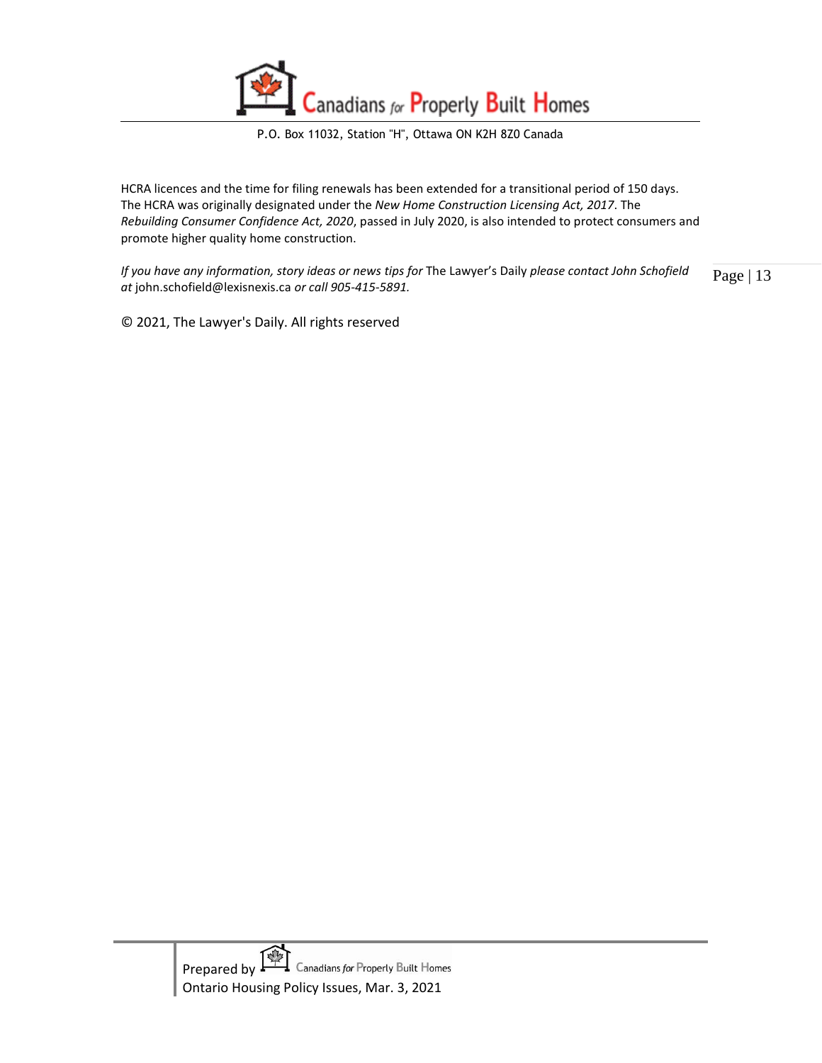HCRA licences and the time for filing renewals has been extended for a transitional period of 150 days. The HCRA was originally designated under the *New Home Construction Licensing Act, 2017*. The *Rebuilding Consumer Confidence Act, 2020*, passed in July 2020, is also intended to protect consumers and promote higher quality home construction.

*If you have any information, story ideas or news tips for* The Lawyer's Daily *please contact John Schofield at* john.schofield@lexisnexis.ca *or call 905-415-5891.*

© 2021, The Lawyer's Daily. All rights reserved